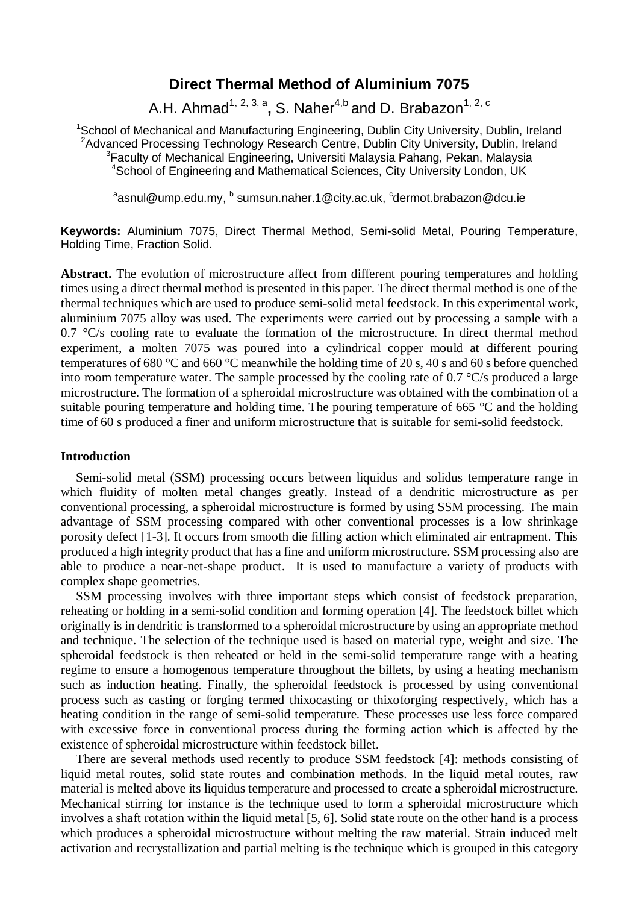# Direct Thermal Method of Aluminium 7075

A.H. Ahmad[1, 2, 3, a], S. Naher[4,b] and D. Brabazon[1, 2, c]

[1]School of Mechanical and Manufacturing Engineering, Dublin City University, Dublin, Ireland
[2]Advanced Processing Technology Research Centre, Dublin City University, Dublin, Ireland
[3]Faculty of Mechanical Engineering, Universiti Malaysia Pahang, Pekan, Malaysia
[4]School of Engineering and Mathematical Sciences, City University London, UK

[a]asnul@ump.edu.my, [b] sumsun.naher.1@city.ac.uk, [c]dermot.brabazon@dcu.ie

**Keywords:** Aluminium 7075, Direct Thermal Method, Semi-solid Metal, Pouring Temperature, Holding Time, Fraction Solid.

**Abstract.** The evolution of microstructure affect from different pouring temperatures and holding times using a direct thermal method is presented in this paper. The direct thermal method is one of the thermal techniques which are used to produce semi-solid metal feedstock. In this experimental work, aluminium 7075 alloy was used. The experiments were carried out by processing a sample with a 0.7 °C/s cooling rate to evaluate the formation of the microstructure. In direct thermal method experiment, a molten 7075 was poured into a cylindrical copper mould at different pouring temperatures of 680 °C and 660 °C meanwhile the holding time of 20 s, 40 s and 60 s before quenched into room temperature water. The sample processed by the cooling rate of 0.7 °C/s produced a large microstructure. The formation of a spheroidal microstructure was obtained with the combination of a suitable pouring temperature and holding time. The pouring temperature of 665 °C and the holding time of 60 s produced a finer and uniform microstructure that is suitable for semi-solid feedstock.

## Introduction

Semi-solid metal (SSM) processing occurs between liquidus and solidus temperature range in which fluidity of molten metal changes greatly. Instead of a dendritic microstructure as per conventional processing, a spheroidal microstructure is formed by using SSM processing. The main advantage of SSM processing compared with other conventional processes is a low shrinkage porosity defect [1-3]. It occurs from smooth die filling action which eliminated air entrapment. This produced a high integrity product that has a fine and uniform microstructure. SSM processing also are able to produce a near-net-shape product. It is used to manufacture a variety of products with complex shape geometries.

SSM processing involves with three important steps which consist of feedstock preparation, reheating or holding in a semi-solid condition and forming operation [4]. The feedstock billet which originally is in dendritic is transformed to a spheroidal microstructure by using an appropriate method and technique. The selection of the technique used is based on material type, weight and size. The spheroidal feedstock is then reheated or held in the semi-solid temperature range with a heating regime to ensure a homogenous temperature throughout the billets, by using a heating mechanism such as induction heating. Finally, the spheroidal feedstock is processed by using conventional process such as casting or forging termed thixocasting or thixoforging respectively, which has a heating condition in the range of semi-solid temperature. These processes use less force compared with excessive force in conventional process during the forming action which is affected by the existence of spheroidal microstructure within feedstock billet.

There are several methods used recently to produce SSM feedstock [4]: methods consisting of liquid metal routes, solid state routes and combination methods. In the liquid metal routes, raw material is melted above its liquidus temperature and processed to create a spheroidal microstructure. Mechanical stirring for instance is the technique used to form a spheroidal microstructure which involves a shaft rotation within the liquid metal [5, 6]. Solid state route on the other hand is a process which produces a spheroidal microstructure without melting the raw material. Strain induced melt activation and recrystallization and partial melting is the technique which is grouped in this category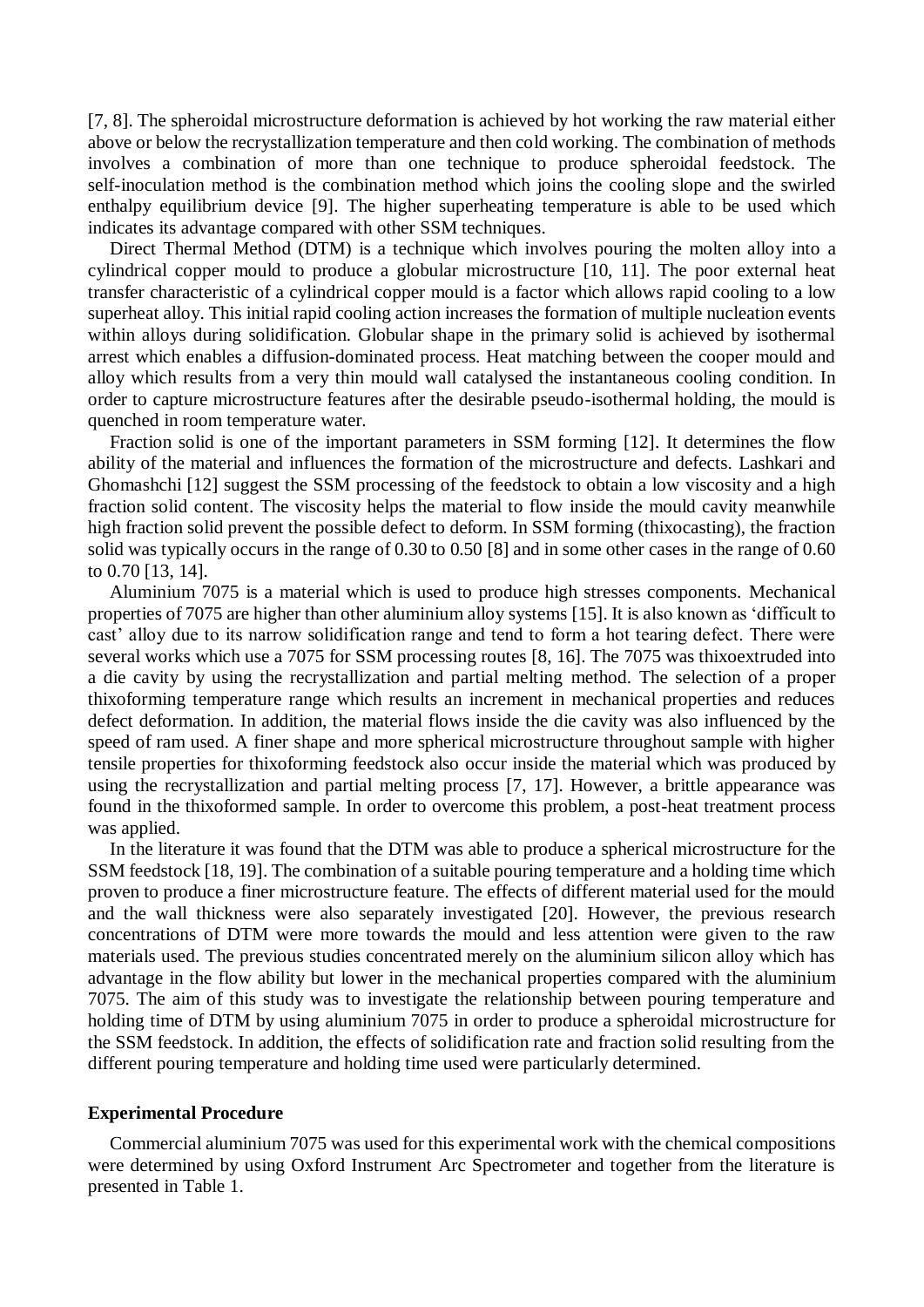[7, 8]. The spheroidal microstructure deformation is achieved by hot working the raw material either above or below the recrystallization temperature and then cold working. The combination of methods involves a combination of more than one technique to produce spheroidal feedstock. The self-inoculation method is the combination method which joins the cooling slope and the swirled enthalpy equilibrium device [9]. The higher superheating temperature is able to be used which indicates its advantage compared with other SSM techniques.

Direct Thermal Method (DTM) is a technique which involves pouring the molten alloy into a cylindrical copper mould to produce a globular microstructure [10, 11]. The poor external heat transfer characteristic of a cylindrical copper mould is a factor which allows rapid cooling to a low superheat alloy. This initial rapid cooling action increases the formation of multiple nucleation events within alloys during solidification. Globular shape in the primary solid is achieved by isothermal arrest which enables a diffusion-dominated process. Heat matching between the cooper mould and alloy which results from a very thin mould wall catalysed the instantaneous cooling condition. In order to capture microstructure features after the desirable pseudo-isothermal holding, the mould is quenched in room temperature water.

Fraction solid is one of the important parameters in SSM forming [12]. It determines the flow ability of the material and influences the formation of the microstructure and defects. Lashkari and Ghomashchi [12] suggest the SSM processing of the feedstock to obtain a low viscosity and a high fraction solid content. The viscosity helps the material to flow inside the mould cavity meanwhile high fraction solid prevent the possible defect to deform. In SSM forming (thixocasting), the fraction solid was typically occurs in the range of 0.30 to 0.50 [8] and in some other cases in the range of 0.60 to 0.70 [13, 14].

Aluminium 7075 is a material which is used to produce high stresses components. Mechanical properties of 7075 are higher than other aluminium alloy systems [15]. It is also known as 'difficult to cast' alloy due to its narrow solidification range and tend to form a hot tearing defect. There were several works which use a 7075 for SSM processing routes [8, 16]. The 7075 was thixoextruded into a die cavity by using the recrystallization and partial melting method. The selection of a proper thixoforming temperature range which results an increment in mechanical properties and reduces defect deformation. In addition, the material flows inside the die cavity was also influenced by the speed of ram used. A finer shape and more spherical microstructure throughout sample with higher tensile properties for thixoforming feedstock also occur inside the material which was produced by using the recrystallization and partial melting process [7, 17]. However, a brittle appearance was found in the thixoformed sample. In order to overcome this problem, a post-heat treatment process was applied.

In the literature it was found that the DTM was able to produce a spherical microstructure for the SSM feedstock [18, 19]. The combination of a suitable pouring temperature and a holding time which proven to produce a finer microstructure feature. The effects of different material used for the mould and the wall thickness were also separately investigated [20]. However, the previous research concentrations of DTM were more towards the mould and less attention were given to the raw materials used. The previous studies concentrated merely on the aluminium silicon alloy which has advantage in the flow ability but lower in the mechanical properties compared with the aluminium 7075. The aim of this study was to investigate the relationship between pouring temperature and holding time of DTM by using aluminium 7075 in order to produce a spheroidal microstructure for the SSM feedstock. In addition, the effects of solidification rate and fraction solid resulting from the different pouring temperature and holding time used were particularly determined.

**Experimental Procedure**

Commercial aluminium 7075 was used for this experimental work with the chemical compositions were determined by using Oxford Instrument Arc Spectrometer and together from the literature is presented in Table 1.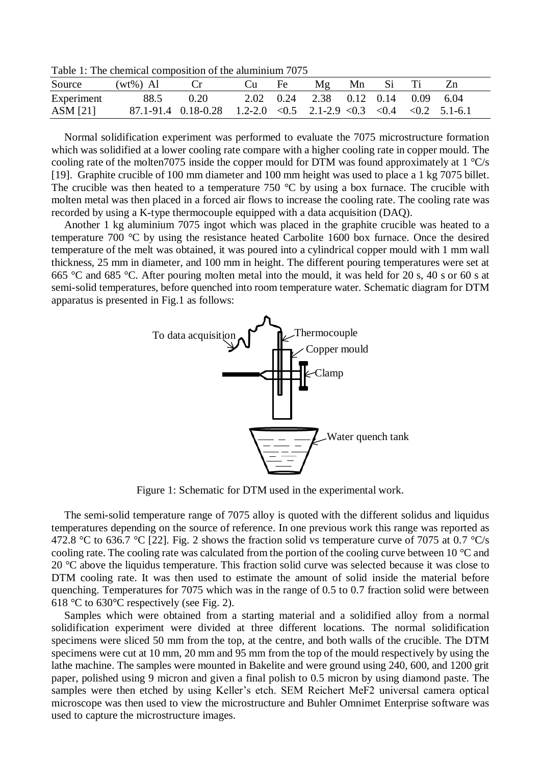Table 1: The chemical composition of the aluminium 7075

| Source | (wt%) Al | Cr | Cu | Fe | Mg | Mn | Si | Ti | Zn |
|---|---|---|---|---|---|---|---|---|---|
| Experiment | 88.5 | 0.20 | 2.02 | 0.24 | 2.38 | 0.12 | 0.14 | 0.09 | 6.04 |
| ASM [21] | 87.1-91.4 | 0.18-0.28 | 1.2-2.0 | <0.5 | 2.1-2.9 | <0.3 | <0.4 | <0.2 | 5.1-6.1 |

Normal solidification experiment was performed to evaluate the 7075 microstructure formation which was solidified at a lower cooling rate compare with a higher cooling rate in copper mould. The cooling rate of the molten7075 inside the copper mould for DTM was found approximately at 1 °C/s [19]. Graphite crucible of 100 mm diameter and 100 mm height was used to place a 1 kg 7075 billet. The crucible was then heated to a temperature 750 °C by using a box furnace. The crucible with molten metal was then placed in a forced air flows to increase the cooling rate. The cooling rate was recorded by using a K-type thermocouple equipped with a data acquisition (DAQ).

Another 1 kg aluminium 7075 ingot which was placed in the graphite crucible was heated to a temperature 700 °C by using the resistance heated Carbolite 1600 box furnace. Once the desired temperature of the melt was obtained, it was poured into a cylindrical copper mould with 1 mm wall thickness, 25 mm in diameter, and 100 mm in height. The different pouring temperatures were set at 665 °C and 685 °C. After pouring molten metal into the mould, it was held for 20 s, 40 s or 60 s at semi-solid temperatures, before quenched into room temperature water. Schematic diagram for DTM apparatus is presented in Fig.1 as follows:

Figure 1: Schematic for DTM used in the experimental work.

The semi-solid temperature range of 7075 alloy is quoted with the different solidus and liquidus temperatures depending on the source of reference. In one previous work this range was reported as 472.8 °C to 636.7 °C [22]. Fig. 2 shows the fraction solid vs temperature curve of 7075 at 0.7 °C/s cooling rate. The cooling rate was calculated from the portion of the cooling curve between 10 °C and 20 °C above the liquidus temperature. This fraction solid curve was selected because it was close to DTM cooling rate. It was then used to estimate the amount of solid inside the material before quenching. Temperatures for 7075 which was in the range of 0.5 to 0.7 fraction solid were between 618 °C to 630°C respectively (see Fig. 2).

Samples which were obtained from a starting material and a solidified alloy from a normal solidification experiment were divided at three different locations. The normal solidification specimens were sliced 50 mm from the top, at the centre, and both walls of the crucible. The DTM specimens were cut at 10 mm, 20 mm and 95 mm from the top of the mould respectively by using the lathe machine. The samples were mounted in Bakelite and were ground using 240, 600, and 1200 grit paper, polished using 9 micron and given a final polish to 0.5 micron by using diamond paste. The samples were then etched by using Keller's etch. SEM Reichert MeF2 universal camera optical microscope was then used to view the microstructure and Buhler Omnimet Enterprise software was used to capture the microstructure images.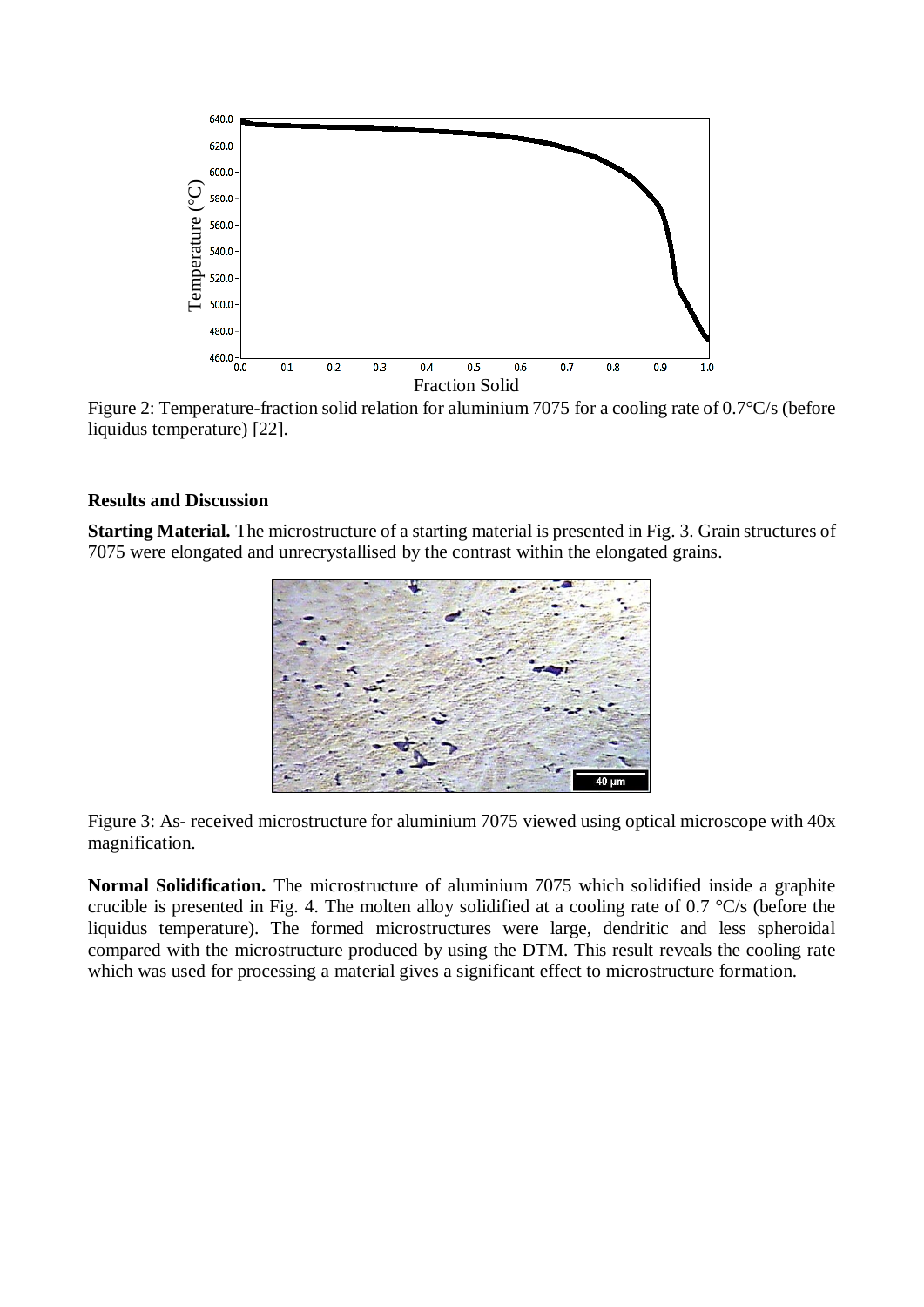Figure 2: Temperature-fraction solid relation for aluminium 7075 for a cooling rate of 0.7°C/s (before liquidus temperature) [22].

## Results and Discussion

**Starting Material.** The microstructure of a starting material is presented in Fig. 3. Grain structures of 7075 were elongated and unrecrystallised by the contrast within the elongated grains.

Figure 3: As- received microstructure for aluminium 7075 viewed using optical microscope with 40x magnification.

**Normal Solidification.** The microstructure of aluminium 7075 which solidified inside a graphite crucible is presented in Fig. 4. The molten alloy solidified at a cooling rate of 0.7 °C/s (before the liquidus temperature). The formed microstructures were large, dendritic and less spheroidal compared with the microstructure produced by using the DTM. This result reveals the cooling rate which was used for processing a material gives a significant effect to microstructure formation.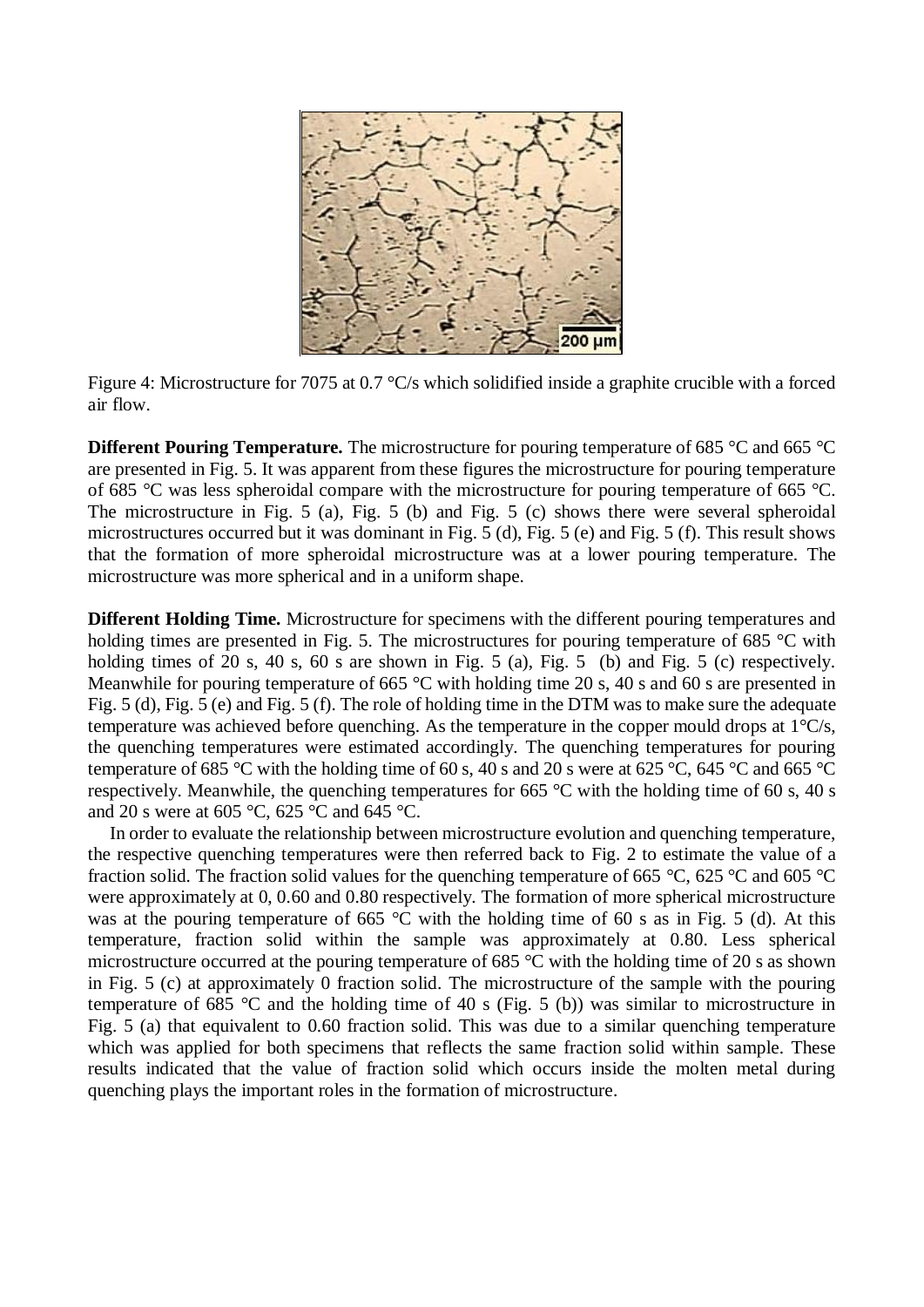Figure 4: Microstructure for 7075 at 0.7 °C/s which solidified inside a graphite crucible with a forced air flow.

**Different Pouring Temperature.** The microstructure for pouring temperature of 685 °C and 665 °C are presented in Fig. 5. It was apparent from these figures the microstructure for pouring temperature of 685 °C was less spheroidal compare with the microstructure for pouring temperature of 665 °C. The microstructure in Fig. 5 (a), Fig. 5 (b) and Fig. 5 (c) shows there were several spheroidal microstructures occurred but it was dominant in Fig. 5 (d), Fig. 5 (e) and Fig. 5 (f). This result shows that the formation of more spheroidal microstructure was at a lower pouring temperature. The microstructure was more spherical and in a uniform shape.

**Different Holding Time.** Microstructure for specimens with the different pouring temperatures and holding times are presented in Fig. 5. The microstructures for pouring temperature of 685 °C with holding times of 20 s, 40 s, 60 s are shown in Fig. 5 (a), Fig. 5 (b) and Fig. 5 (c) respectively. Meanwhile for pouring temperature of 665 °C with holding time 20 s, 40 s and 60 s are presented in Fig. 5 (d), Fig. 5 (e) and Fig. 5 (f). The role of holding time in the DTM was to make sure the adequate temperature was achieved before quenching. As the temperature in the copper mould drops at 1°C/s, the quenching temperatures were estimated accordingly. The quenching temperatures for pouring temperature of 685 °C with the holding time of 60 s, 40 s and 20 s were at 625 °C, 645 °C and 665 °C respectively. Meanwhile, the quenching temperatures for 665 °C with the holding time of 60 s, 40 s and 20 s were at 605 °C, 625 °C and 645 °C.

In order to evaluate the relationship between microstructure evolution and quenching temperature, the respective quenching temperatures were then referred back to Fig. 2 to estimate the value of a fraction solid. The fraction solid values for the quenching temperature of 665 °C, 625 °C and 605 °C were approximately at 0, 0.60 and 0.80 respectively. The formation of more spherical microstructure was at the pouring temperature of 665 °C with the holding time of 60 s as in Fig. 5 (d). At this temperature, fraction solid within the sample was approximately at 0.80. Less spherical microstructure occurred at the pouring temperature of 685 °C with the holding time of 20 s as shown in Fig. 5 (c) at approximately 0 fraction solid. The microstructure of the sample with the pouring temperature of 685 °C and the holding time of 40 s (Fig. 5 (b)) was similar to microstructure in Fig. 5 (a) that equivalent to 0.60 fraction solid. This was due to a similar quenching temperature which was applied for both specimens that reflects the same fraction solid within sample. These results indicated that the value of fraction solid which occurs inside the molten metal during quenching plays the important roles in the formation of microstructure.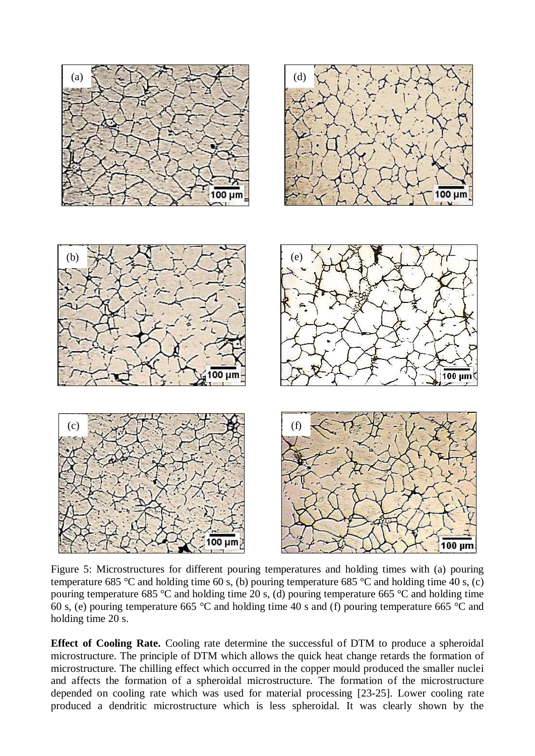Figure 5: Microstructures for different pouring temperatures and holding times with (a) pouring temperature 685 °C and holding time 60 s, (b) pouring temperature 685 °C and holding time 40 s, (c) pouring temperature 685 °C and holding time 20 s, (d) pouring temperature 665 °C and holding time 60 s, (e) pouring temperature 665 °C and holding time 40 s and (f) pouring temperature 665 °C and holding time 20 s.

**Effect of Cooling Rate.** Cooling rate determine the successful of DTM to produce a spheroidal microstructure. The principle of DTM which allows the quick heat change retards the formation of microstructure. The chilling effect which occurred in the copper mould produced the smaller nuclei and affects the formation of a spheroidal microstructure. The formation of the microstructure depended on cooling rate which was used for material processing [23-25]. Lower cooling rate produced a dendritic microstructure which is less spheroidal. It was clearly shown by the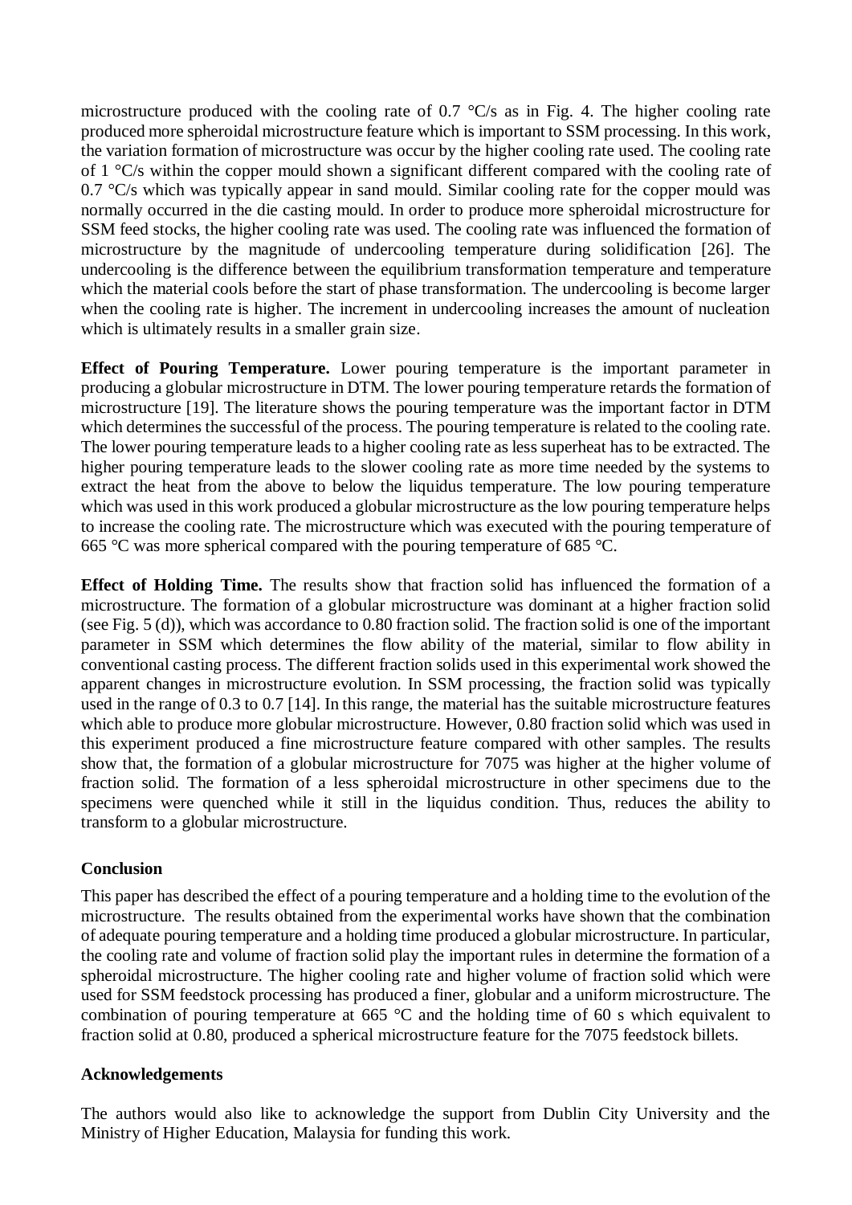microstructure produced with the cooling rate of 0.7 °C/s as in Fig. 4. The higher cooling rate produced more spheroidal microstructure feature which is important to SSM processing. In this work, the variation formation of microstructure was occur by the higher cooling rate used. The cooling rate of 1 °C/s within the copper mould shown a significant different compared with the cooling rate of 0.7 °C/s which was typically appear in sand mould. Similar cooling rate for the copper mould was normally occurred in the die casting mould. In order to produce more spheroidal microstructure for SSM feed stocks, the higher cooling rate was used. The cooling rate was influenced the formation of microstructure by the magnitude of undercooling temperature during solidification [26]. The undercooling is the difference between the equilibrium transformation temperature and temperature which the material cools before the start of phase transformation. The undercooling is become larger when the cooling rate is higher. The increment in undercooling increases the amount of nucleation which is ultimately results in a smaller grain size.

**Effect of Pouring Temperature.** Lower pouring temperature is the important parameter in producing a globular microstructure in DTM. The lower pouring temperature retards the formation of microstructure [19]. The literature shows the pouring temperature was the important factor in DTM which determines the successful of the process. The pouring temperature is related to the cooling rate. The lower pouring temperature leads to a higher cooling rate as less superheat has to be extracted. The higher pouring temperature leads to the slower cooling rate as more time needed by the systems to extract the heat from the above to below the liquidus temperature. The low pouring temperature which was used in this work produced a globular microstructure as the low pouring temperature helps to increase the cooling rate. The microstructure which was executed with the pouring temperature of 665 °C was more spherical compared with the pouring temperature of 685 °C.

**Effect of Holding Time.** The results show that fraction solid has influenced the formation of a microstructure. The formation of a globular microstructure was dominant at a higher fraction solid (see Fig. 5 (d)), which was accordance to 0.80 fraction solid. The fraction solid is one of the important parameter in SSM which determines the flow ability of the material, similar to flow ability in conventional casting process. The different fraction solids used in this experimental work showed the apparent changes in microstructure evolution. In SSM processing, the fraction solid was typically used in the range of 0.3 to 0.7 [14]. In this range, the material has the suitable microstructure features which able to produce more globular microstructure. However, 0.80 fraction solid which was used in this experiment produced a fine microstructure feature compared with other samples. The results show that, the formation of a globular microstructure for 7075 was higher at the higher volume of fraction solid. The formation of a less spheroidal microstructure in other specimens due to the specimens were quenched while it still in the liquidus condition. Thus, reduces the ability to transform to a globular microstructure.

## Conclusion

This paper has described the effect of a pouring temperature and a holding time to the evolution of the microstructure. The results obtained from the experimental works have shown that the combination of adequate pouring temperature and a holding time produced a globular microstructure. In particular, the cooling rate and volume of fraction solid play the important rules in determine the formation of a spheroidal microstructure. The higher cooling rate and higher volume of fraction solid which were used for SSM feedstock processing has produced a finer, globular and a uniform microstructure. The combination of pouring temperature at 665 °C and the holding time of 60 s which equivalent to fraction solid at 0.80, produced a spherical microstructure feature for the 7075 feedstock billets.

## Acknowledgements

The authors would also like to acknowledge the support from Dublin City University and the Ministry of Higher Education, Malaysia for funding this work.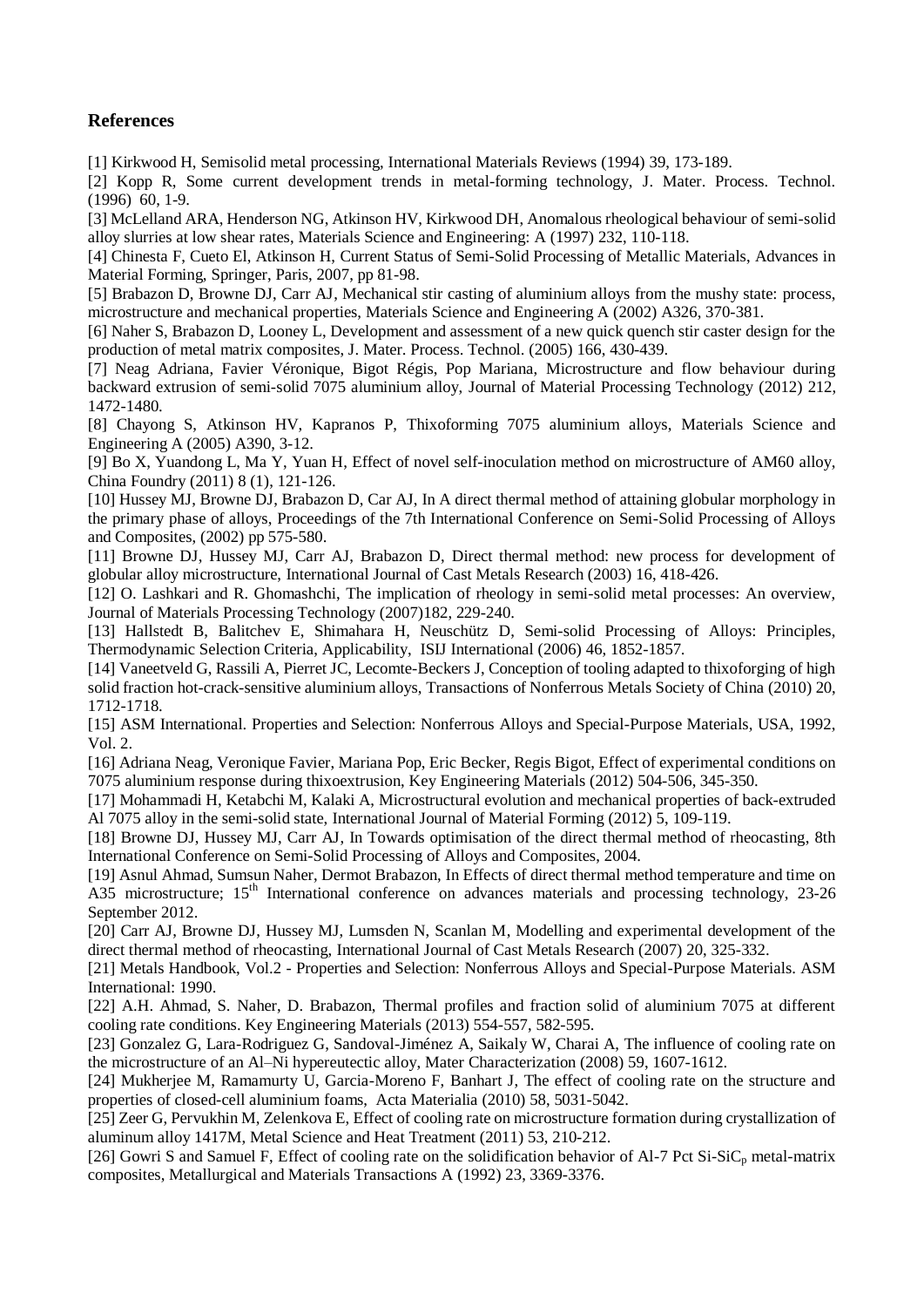## References

[1] Kirkwood H, Semisolid metal processing, International Materials Reviews (1994) 39, 173-189.

[2] Kopp R, Some current development trends in metal-forming technology, J. Mater. Process. Technol. (1996) 60, 1-9.

[3] McLelland ARA, Henderson NG, Atkinson HV, Kirkwood DH, Anomalous rheological behaviour of semi-solid alloy slurries at low shear rates, Materials Science and Engineering: A (1997) 232, 110-118.

[4] Chinesta F, Cueto El, Atkinson H, Current Status of Semi-Solid Processing of Metallic Materials, Advances in Material Forming, Springer, Paris, 2007, pp 81-98.

[5] Brabazon D, Browne DJ, Carr AJ, Mechanical stir casting of aluminium alloys from the mushy state: process, microstructure and mechanical properties, Materials Science and Engineering A (2002) A326, 370-381.

[6] Naher S, Brabazon D, Looney L, Development and assessment of a new quick quench stir caster design for the production of metal matrix composites, J. Mater. Process. Technol. (2005) 166, 430-439.

[7] Neag Adriana, Favier Véronique, Bigot Régis, Pop Mariana, Microstructure and flow behaviour during backward extrusion of semi-solid 7075 aluminium alloy, Journal of Material Processing Technology (2012) 212, 1472-1480.

[8] Chayong S, Atkinson HV, Kapranos P, Thixoforming 7075 aluminium alloys, Materials Science and Engineering A (2005) A390, 3-12.

[9] Bo X, Yuandong L, Ma Y, Yuan H, Effect of novel self-inoculation method on microstructure of AM60 alloy, China Foundry (2011) 8 (1), 121-126.

[10] Hussey MJ, Browne DJ, Brabazon D, Car AJ, In A direct thermal method of attaining globular morphology in the primary phase of alloys, Proceedings of the 7th International Conference on Semi-Solid Processing of Alloys and Composites, (2002) pp 575-580.

[11] Browne DJ, Hussey MJ, Carr AJ, Brabazon D, Direct thermal method: new process for development of globular alloy microstructure, International Journal of Cast Metals Research (2003) 16, 418-426.

[12] O. Lashkari and R. Ghomashchi, The implication of rheology in semi-solid metal processes: An overview, Journal of Materials Processing Technology (2007)182, 229-240.

[13] Hallstedt B, Balitchev E, Shimahara H, Neuschütz D, Semi-solid Processing of Alloys: Principles, Thermodynamic Selection Criteria, Applicability, ISIJ International (2006) 46, 1852-1857.

[14] Vaneetveld G, Rassili A, Pierret JC, Lecomte-Beckers J, Conception of tooling adapted to thixoforging of high solid fraction hot-crack-sensitive aluminium alloys, Transactions of Nonferrous Metals Society of China (2010) 20, 1712-1718.

[15] ASM International. Properties and Selection: Nonferrous Alloys and Special-Purpose Materials, USA, 1992, Vol. 2.

[16] Adriana Neag, Veronique Favier, Mariana Pop, Eric Becker, Regis Bigot, Effect of experimental conditions on 7075 aluminium response during thixoextrusion, Key Engineering Materials (2012) 504-506, 345-350.

[17] Mohammadi H, Ketabchi M, Kalaki A, Microstructural evolution and mechanical properties of back-extruded Al 7075 alloy in the semi-solid state, International Journal of Material Forming (2012) 5, 109-119.

[18] Browne DJ, Hussey MJ, Carr AJ, In Towards optimisation of the direct thermal method of rheocasting, 8th International Conference on Semi-Solid Processing of Alloys and Composites, 2004.

[19] Asnul Ahmad, Sumsun Naher, Dermot Brabazon, In Effects of direct thermal method temperature and time on A35 microstructure; 15th International conference on advances materials and processing technology, 23-26 September 2012.

[20] Carr AJ, Browne DJ, Hussey MJ, Lumsden N, Scanlan M, Modelling and experimental development of the direct thermal method of rheocasting, International Journal of Cast Metals Research (2007) 20, 325-332.

[21] Metals Handbook, Vol.2 - Properties and Selection: Nonferrous Alloys and Special-Purpose Materials. ASM International: 1990.

[22] A.H. Ahmad, S. Naher, D. Brabazon, Thermal profiles and fraction solid of aluminium 7075 at different cooling rate conditions. Key Engineering Materials (2013) 554-557, 582-595.

[23] Gonzalez G, Lara-Rodriguez G, Sandoval-Jiménez A, Saikaly W, Charai A, The influence of cooling rate on the microstructure of an Al–Ni hypereutectic alloy, Mater Characterization (2008) 59, 1607-1612.

[24] Mukherjee M, Ramamurty U, Garcia-Moreno F, Banhart J, The effect of cooling rate on the structure and properties of closed-cell aluminium foams, Acta Materialia (2010) 58, 5031-5042.

[25] Zeer G, Pervukhin M, Zelenkova E, Effect of cooling rate on microstructure formation during crystallization of aluminum alloy 1417M, Metal Science and Heat Treatment (2011) 53, 210-212.

[26] Gowri S and Samuel F, Effect of cooling rate on the solidification behavior of Al-7 Pct Si-$SiC_p$ metal-matrix composites, Metallurgical and Materials Transactions A (1992) 23, 3369-3376.